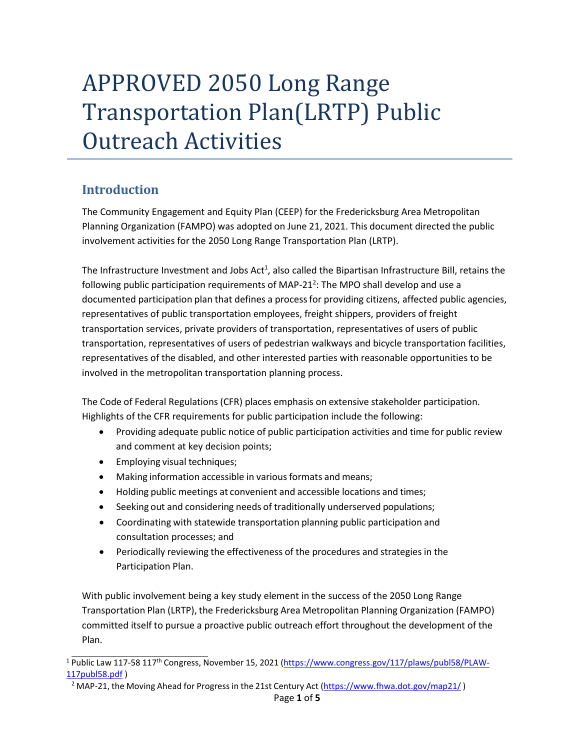# APPROVED 2050 Long Range Transportation Plan(LRTP) Public Outreach Activities

## Introduction

The Community Engagement and Equity Plan (CEEP) for the Fredericksburg Area Metropolitan Planning Organization (FAMPO) was adopted on June 21, 2021. This document directed the public involvement activities for the 2050 Long Range Transportation Plan (LRTP).

The Infrastructure Investment and Jobs Act[1], also called the Bipartisan Infrastructure Bill, retains the following public participation requirements of MAP-21[2]: The MPO shall develop and use a documented participation plan that defines a process for providing citizens, affected public agencies, representatives of public transportation employees, freight shippers, providers of freight transportation services, private providers of transportation, representatives of users of public transportation, representatives of users of pedestrian walkways and bicycle transportation facilities, representatives of the disabled, and other interested parties with reasonable opportunities to be involved in the metropolitan transportation planning process.

The Code of Federal Regulations (CFR) places emphasis on extensive stakeholder participation. Highlights of the CFR requirements for public participation include the following:

- Providing adequate public notice of public participation activities and time for public review and comment at key decision points;
- Employing visual techniques;
- Making information accessible in various formats and means;
- Holding public meetings at convenient and accessible locations and times;
- Seeking out and considering needs of traditionally underserved populations;
- Coordinating with statewide transportation planning public participation and consultation processes; and
- Periodically reviewing the effectiveness of the procedures and strategies in the Participation Plan.

With public involvement being a key study element in the success of the 2050 Long Range Transportation Plan (LRTP), the Fredericksburg Area Metropolitan Planning Organization (FAMPO) committed itself to pursue a proactive public outreach effort throughout the development of the Plan.

---

[1] Public Law 117-58 117th Congress, November 15, 2021 (https://www.congress.gov/117/plaws/publ58/PLAW-117publ58.pdf )

[2] MAP-21, the Moving Ahead for Progress in the 21st Century Act (https://www.fhwa.dot.gov/map21/ )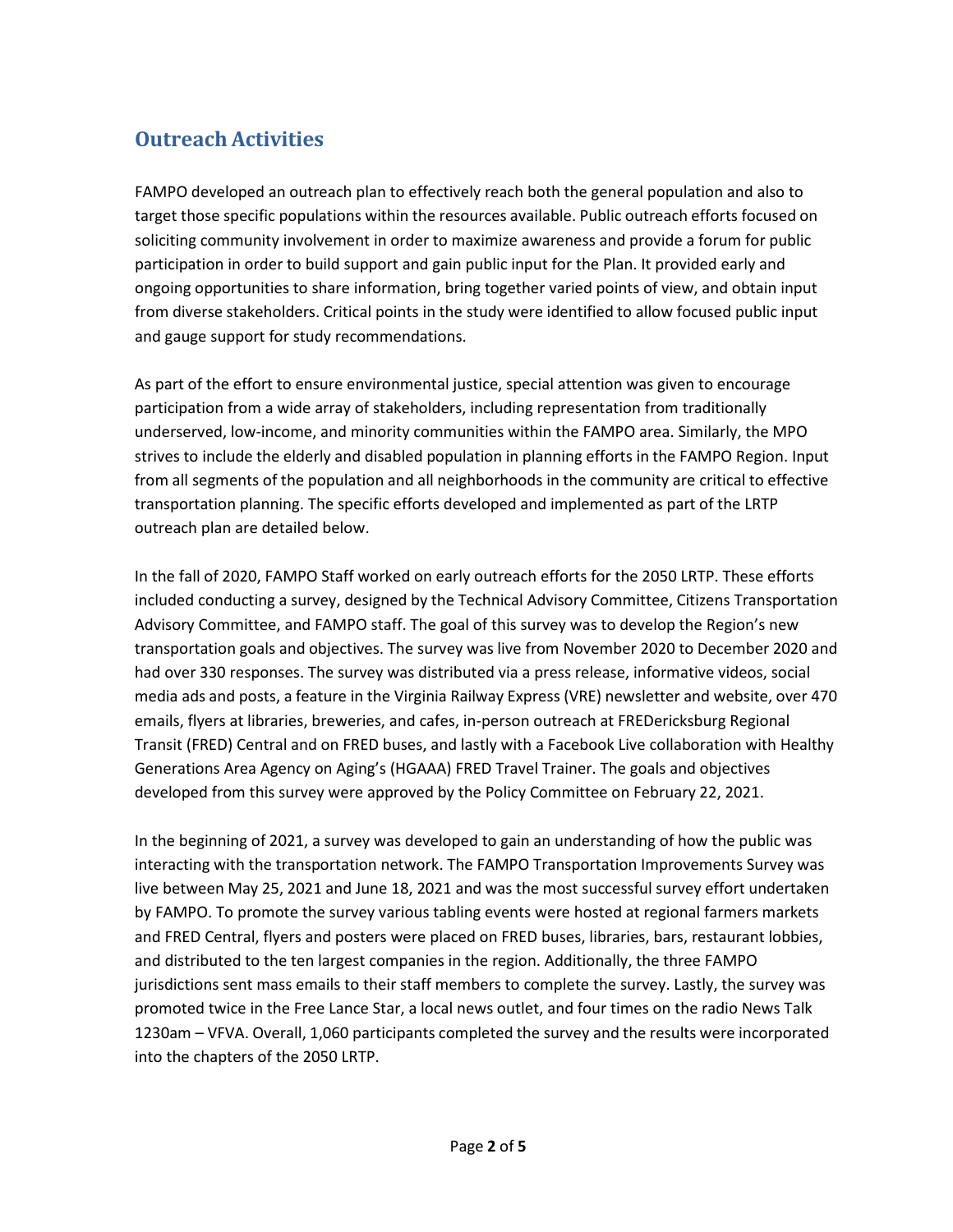## Outreach Activities

FAMPO developed an outreach plan to effectively reach both the general population and also to target those specific populations within the resources available. Public outreach efforts focused on soliciting community involvement in order to maximize awareness and provide a forum for public participation in order to build support and gain public input for the Plan. It provided early and ongoing opportunities to share information, bring together varied points of view, and obtain input from diverse stakeholders. Critical points in the study were identified to allow focused public input and gauge support for study recommendations.

As part of the effort to ensure environmental justice, special attention was given to encourage participation from a wide array of stakeholders, including representation from traditionally underserved, low-income, and minority communities within the FAMPO area. Similarly, the MPO strives to include the elderly and disabled population in planning efforts in the FAMPO Region. Input from all segments of the population and all neighborhoods in the community are critical to effective transportation planning. The specific efforts developed and implemented as part of the LRTP outreach plan are detailed below.

In the fall of 2020, FAMPO Staff worked on early outreach efforts for the 2050 LRTP. These efforts included conducting a survey, designed by the Technical Advisory Committee, Citizens Transportation Advisory Committee, and FAMPO staff. The goal of this survey was to develop the Region's new transportation goals and objectives. The survey was live from November 2020 to December 2020 and had over 330 responses. The survey was distributed via a press release, informative videos, social media ads and posts, a feature in the Virginia Railway Express (VRE) newsletter and website, over 470 emails, flyers at libraries, breweries, and cafes, in-person outreach at FREDericksburg Regional Transit (FRED) Central and on FRED buses, and lastly with a Facebook Live collaboration with Healthy Generations Area Agency on Aging's (HGAAA) FRED Travel Trainer. The goals and objectives developed from this survey were approved by the Policy Committee on February 22, 2021.

In the beginning of 2021, a survey was developed to gain an understanding of how the public was interacting with the transportation network. The FAMPO Transportation Improvements Survey was live between May 25, 2021 and June 18, 2021 and was the most successful survey effort undertaken by FAMPO. To promote the survey various tabling events were hosted at regional farmers markets and FRED Central, flyers and posters were placed on FRED buses, libraries, bars, restaurant lobbies, and distributed to the ten largest companies in the region. Additionally, the three FAMPO jurisdictions sent mass emails to their staff members to complete the survey. Lastly, the survey was promoted twice in the Free Lance Star, a local news outlet, and four times on the radio News Talk 1230am – VFVA. Overall, 1,060 participants completed the survey and the results were incorporated into the chapters of the 2050 LRTP.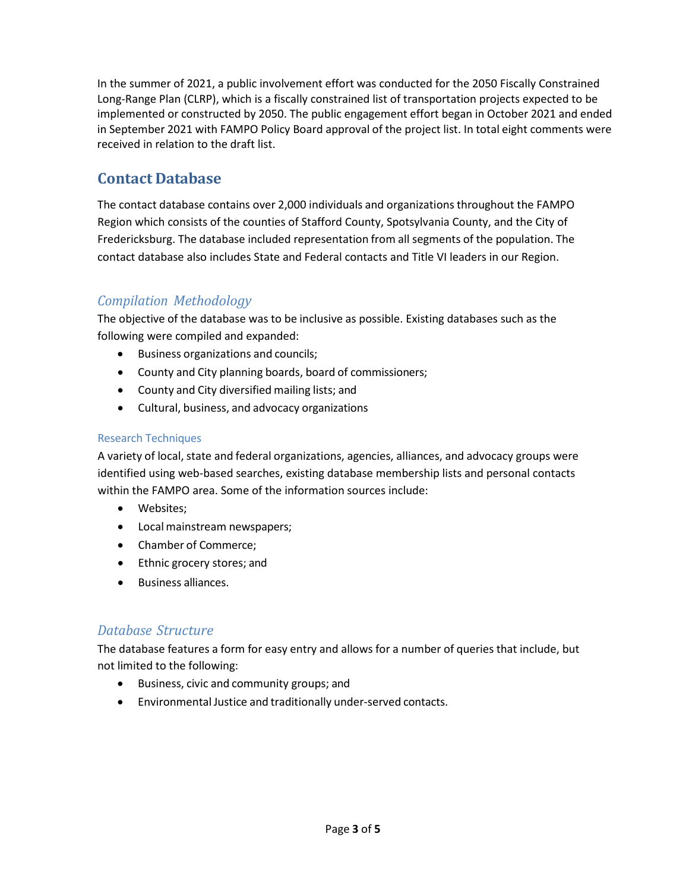In the summer of 2021, a public involvement effort was conducted for the 2050 Fiscally Constrained Long-Range Plan (CLRP), which is a fiscally constrained list of transportation projects expected to be implemented or constructed by 2050. The public engagement effort began in October 2021 and ended in September 2021 with FAMPO Policy Board approval of the project list. In total eight comments were received in relation to the draft list.

## Contact Database

The contact database contains over 2,000 individuals and organizations throughout the FAMPO Region which consists of the counties of Stafford County, Spotsylvania County, and the City of Fredericksburg. The database included representation from all segments of the population. The contact database also includes State and Federal contacts and Title VI leaders in our Region.

### *Compilation Methodology*

The objective of the database was to be inclusive as possible. Existing databases such as the following were compiled and expanded:

- Business organizations and councils;
- County and City planning boards, board of commissioners;
- County and City diversified mailing lists; and
- Cultural, business, and advocacy organizations

#### Research Techniques

A variety of local, state and federal organizations, agencies, alliances, and advocacy groups were identified using web-based searches, existing database membership lists and personal contacts within the FAMPO area. Some of the information sources include:

- Websites;
- Local mainstream newspapers;
- Chamber of Commerce;
- Ethnic grocery stores; and
- Business alliances.

### *Database Structure*

The database features a form for easy entry and allows for a number of queries that include, but not limited to the following:

- Business, civic and community groups; and
- Environmental Justice and traditionally under-served contacts.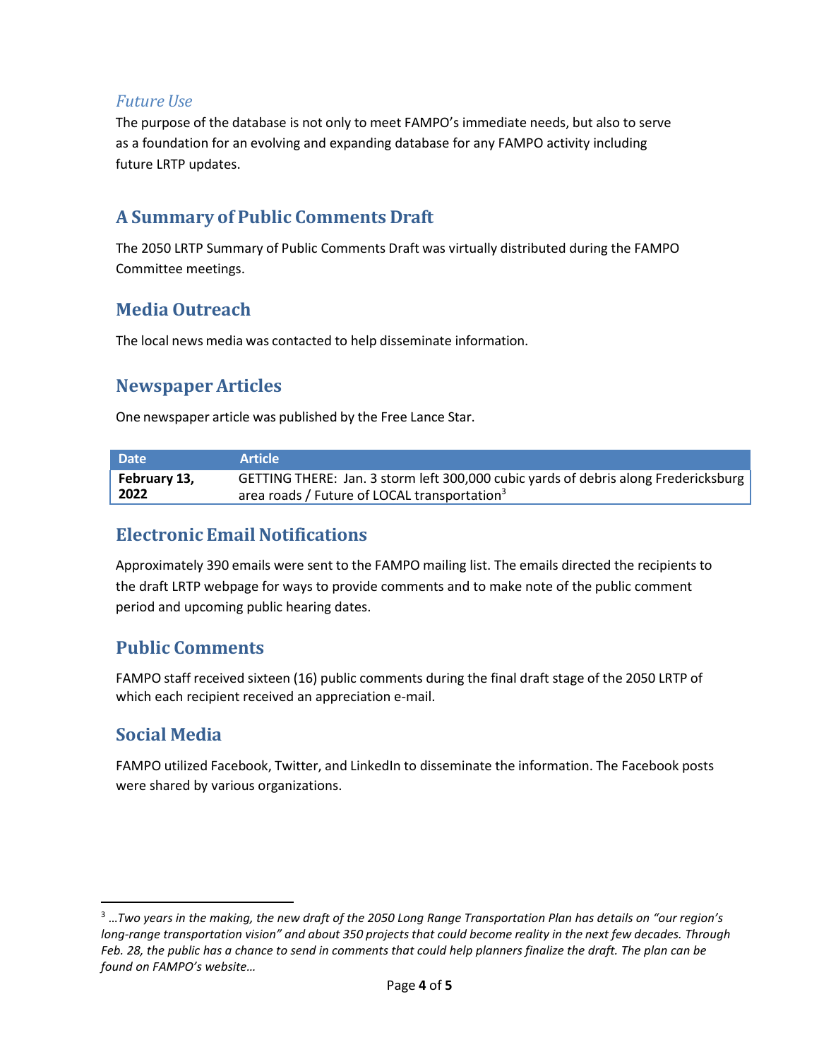### *Future Use*

The purpose of the database is not only to meet FAMPO's immediate needs, but also to serve as a foundation for an evolving and expanding database for any FAMPO activity including future LRTP updates.

## A Summary of Public Comments Draft

The 2050 LRTP Summary of Public Comments Draft was virtually distributed during the FAMPO Committee meetings.

## Media Outreach

The local news media was contacted to help disseminate information.

## Newspaper Articles

One newspaper article was published by the Free Lance Star.

| Date | Article |
|---|---|
| **February 13, 2022** | GETTING THERE: Jan. 3 storm left 300,000 cubic yards of debris along Fredericksburg area roads / Future of LOCAL transportation[3] |

## Electronic Email Notifications

Approximately 390 emails were sent to the FAMPO mailing list. The emails directed the recipients to the draft LRTP webpage for ways to provide comments and to make note of the public comment period and upcoming public hearing dates.

## Public Comments

FAMPO staff received sixteen (16) public comments during the final draft stage of the 2050 LRTP of which each recipient received an appreciation e-mail.

## Social Media

FAMPO utilized Facebook, Twitter, and LinkedIn to disseminate the information. The Facebook posts were shared by various organizations.

---

[3] *…Two years in the making, the new draft of the 2050 Long Range Transportation Plan has details on "our region's long-range transportation vision" and about 350 projects that could become reality in the next few decades. Through Feb. 28, the public has a chance to send in comments that could help planners finalize the draft. The plan can be found on FAMPO's website…*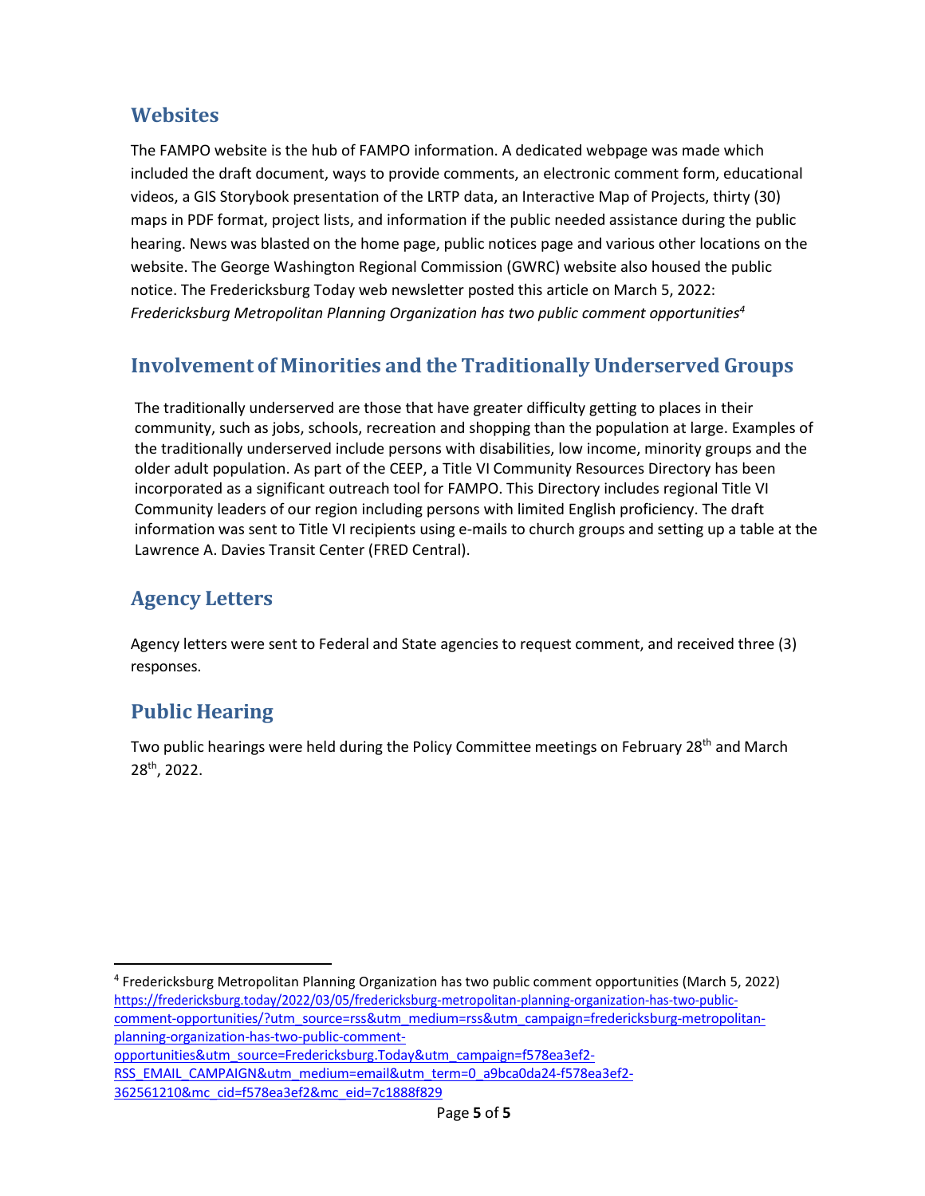## Websites

The FAMPO website is the hub of FAMPO information. A dedicated webpage was made which included the draft document, ways to provide comments, an electronic comment form, educational videos, a GIS Storybook presentation of the LRTP data, an Interactive Map of Projects, thirty (30) maps in PDF format, project lists, and information if the public needed assistance during the public hearing. News was blasted on the home page, public notices page and various other locations on the website. The George Washington Regional Commission (GWRC) website also housed the public notice. The Fredericksburg Today web newsletter posted this article on March 5, 2022: *Fredericksburg Metropolitan Planning Organization has two public comment opportunities*[4]

## Involvement of Minorities and the Traditionally Underserved Groups

The traditionally underserved are those that have greater difficulty getting to places in their community, such as jobs, schools, recreation and shopping than the population at large. Examples of the traditionally underserved include persons with disabilities, low income, minority groups and the older adult population. As part of the CEEP, a Title VI Community Resources Directory has been incorporated as a significant outreach tool for FAMPO. This Directory includes regional Title VI Community leaders of our region including persons with limited English proficiency. The draft information was sent to Title VI recipients using e-mails to church groups and setting up a table at the Lawrence A. Davies Transit Center (FRED Central).

## Agency Letters

Agency letters were sent to Federal and State agencies to request comment, and received three (3) responses.

## Public Hearing

Two public hearings were held during the Policy Committee meetings on February 28th and March 28th, 2022.

---

[4] Fredericksburg Metropolitan Planning Organization has two public comment opportunities (March 5, 2022) https://fredericksburg.today/2022/03/05/fredericksburg-metropolitan-planning-organization-has-two-public-comment-opportunities/?utm_source=rss&utm_medium=rss&utm_campaign=fredericksburg-metropolitan-planning-organization-has-two-public-comment-opportunities&utm_source=Fredericksburg.Today&utm_campaign=f578ea3ef2-RSS_EMAIL_CAMPAIGN&utm_medium=email&utm_term=0_a9bca0da24-f578ea3ef2-362561210&mc_cid=f578ea3ef2&mc_eid=7c1888f829